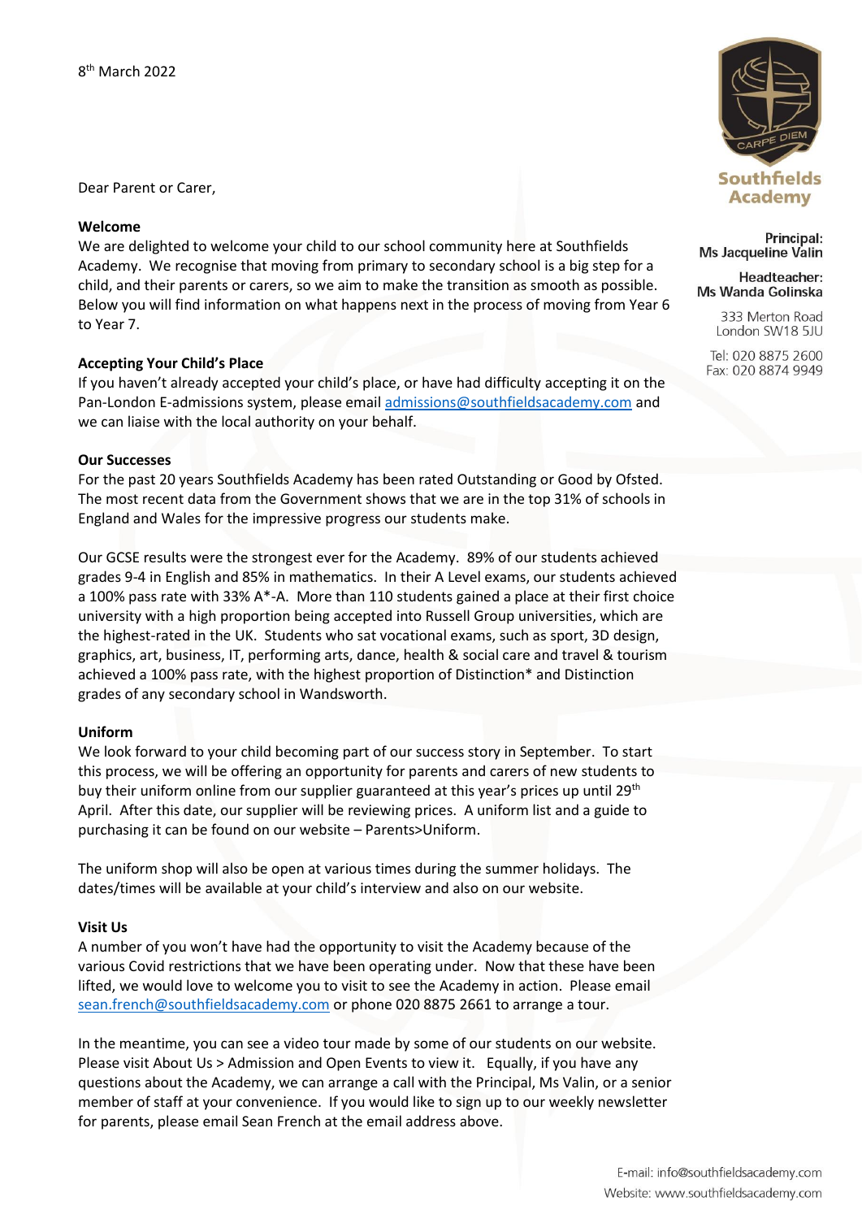8th March 2022

Southfields Academy

**Principal:**
Ms Jacqueline Valin

**Headteacher:**
Ms Wanda Golinska

333 Merton Road
London SW18 5JU

Tel: 020 8875 2600
Fax: 020 8874 9949

Dear Parent or Carer,

**Welcome**

We are delighted to welcome your child to our school community here at Southfields Academy. We recognise that moving from primary to secondary school is a big step for a child, and their parents or carers, so we aim to make the transition as smooth as possible. Below you will find information on what happens next in the process of moving from Year 6 to Year 7.

**Accepting Your Child's Place**

If you haven't already accepted your child's place, or have had difficulty accepting it on the Pan-London E-admissions system, please email admissions@southfieldsacademy.com and we can liaise with the local authority on your behalf.

**Our Successes**

For the past 20 years Southfields Academy has been rated Outstanding or Good by Ofsted. The most recent data from the Government shows that we are in the top 31% of schools in England and Wales for the impressive progress our students make.

Our GCSE results were the strongest ever for the Academy. 89% of our students achieved grades 9-4 in English and 85% in mathematics. In their A Level exams, our students achieved a 100% pass rate with 33% A*-A. More than 110 students gained a place at their first choice university with a high proportion being accepted into Russell Group universities, which are the highest-rated in the UK. Students who sat vocational exams, such as sport, 3D design, graphics, art, business, IT, performing arts, dance, health & social care and travel & tourism achieved a 100% pass rate, with the highest proportion of Distinction* and Distinction grades of any secondary school in Wandsworth.

**Uniform**

We look forward to your child becoming part of our success story in September. To start this process, we will be offering an opportunity for parents and carers of new students to buy their uniform online from our supplier guaranteed at this year's prices up until 29th April. After this date, our supplier will be reviewing prices. A uniform list and a guide to purchasing it can be found on our website – Parents>Uniform.

The uniform shop will also be open at various times during the summer holidays. The dates/times will be available at your child's interview and also on our website.

**Visit Us**

A number of you won't have had the opportunity to visit the Academy because of the various Covid restrictions that we have been operating under. Now that these have been lifted, we would love to welcome you to visit to see the Academy in action. Please email sean.french@southfieldsacademy.com or phone 020 8875 2661 to arrange a tour.

In the meantime, you can see a video tour made by some of our students on our website. Please visit About Us > Admission and Open Events to view it. Equally, if you have any questions about the Academy, we can arrange a call with the Principal, Ms Valin, or a senior member of staff at your convenience. If you would like to sign up to our weekly newsletter for parents, please email Sean French at the email address above.

E-mail: info@southfieldsacademy.com
Website: www.southfieldsacademy.com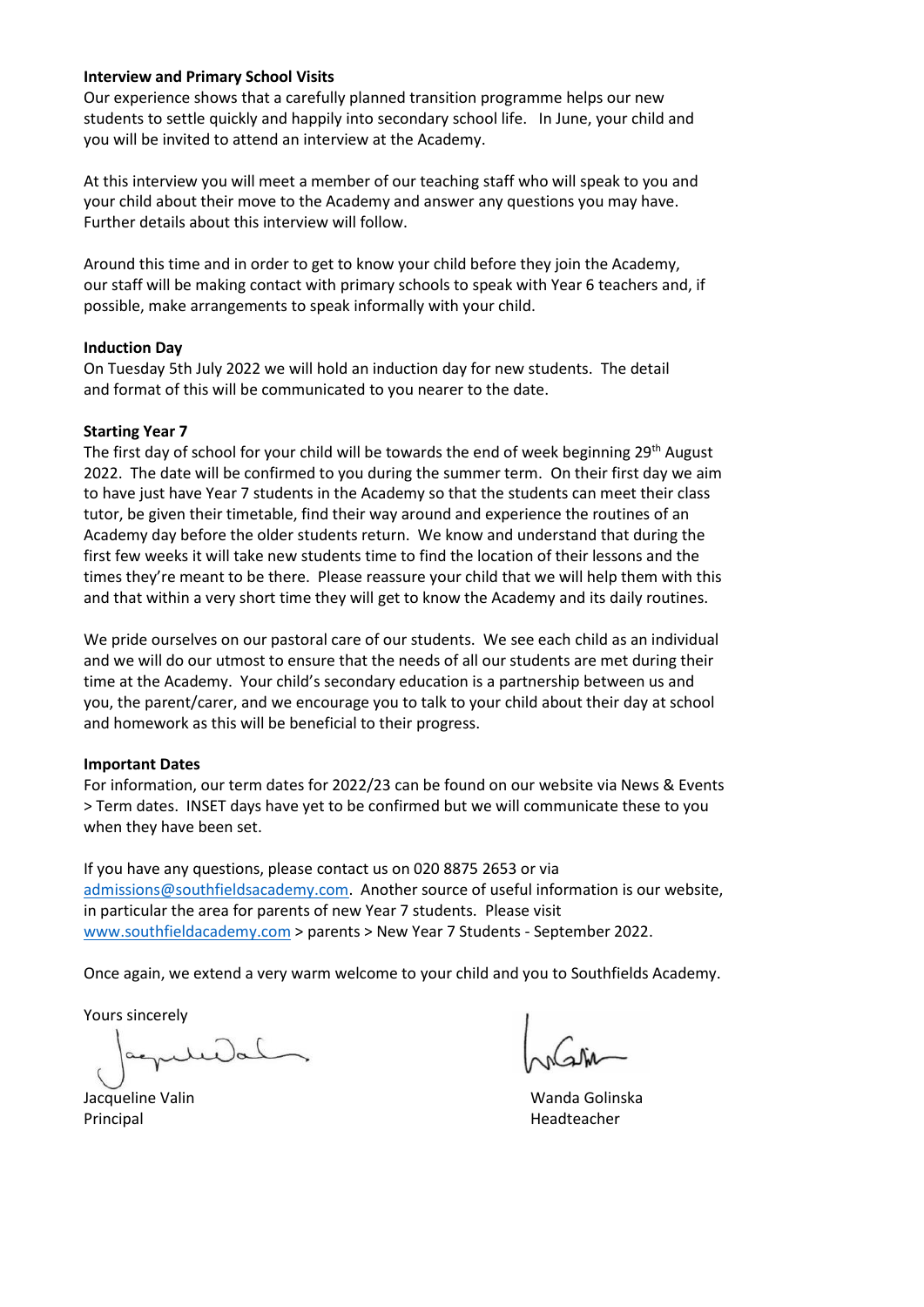**Interview and Primary School Visits**

Our experience shows that a carefully planned transition programme helps our new students to settle quickly and happily into secondary school life. In June, your child and you will be invited to attend an interview at the Academy.

At this interview you will meet a member of our teaching staff who will speak to you and your child about their move to the Academy and answer any questions you may have. Further details about this interview will follow.

Around this time and in order to get to know your child before they join the Academy, our staff will be making contact with primary schools to speak with Year 6 teachers and, if possible, make arrangements to speak informally with your child.

**Induction Day**

On Tuesday 5th July 2022 we will hold an induction day for new students. The detail and format of this will be communicated to you nearer to the date.

**Starting Year 7**

The first day of school for your child will be towards the end of week beginning 29th August 2022. The date will be confirmed to you during the summer term. On their first day we aim to have just have Year 7 students in the Academy so that the students can meet their class tutor, be given their timetable, find their way around and experience the routines of an Academy day before the older students return. We know and understand that during the first few weeks it will take new students time to find the location of their lessons and the times they're meant to be there. Please reassure your child that we will help them with this and that within a very short time they will get to know the Academy and its daily routines.

We pride ourselves on our pastoral care of our students. We see each child as an individual and we will do our utmost to ensure that the needs of all our students are met during their time at the Academy. Your child's secondary education is a partnership between us and you, the parent/carer, and we encourage you to talk to your child about their day at school and homework as this will be beneficial to their progress.

**Important Dates**

For information, our term dates for 2022/23 can be found on our website via News & Events > Term dates. INSET days have yet to be confirmed but we will communicate these to you when they have been set.

If you have any questions, please contact us on 020 8875 2653 or via admissions@southfieldsacademy.com. Another source of useful information is our website, in particular the area for parents of new Year 7 students. Please visit www.southfieldacademy.com > parents > New Year 7 Students - September 2022.

Once again, we extend a very warm welcome to your child and you to Southfields Academy.

Yours sincerely

Jacqueline Valin
Principal

Wanda Golinska
Headteacher